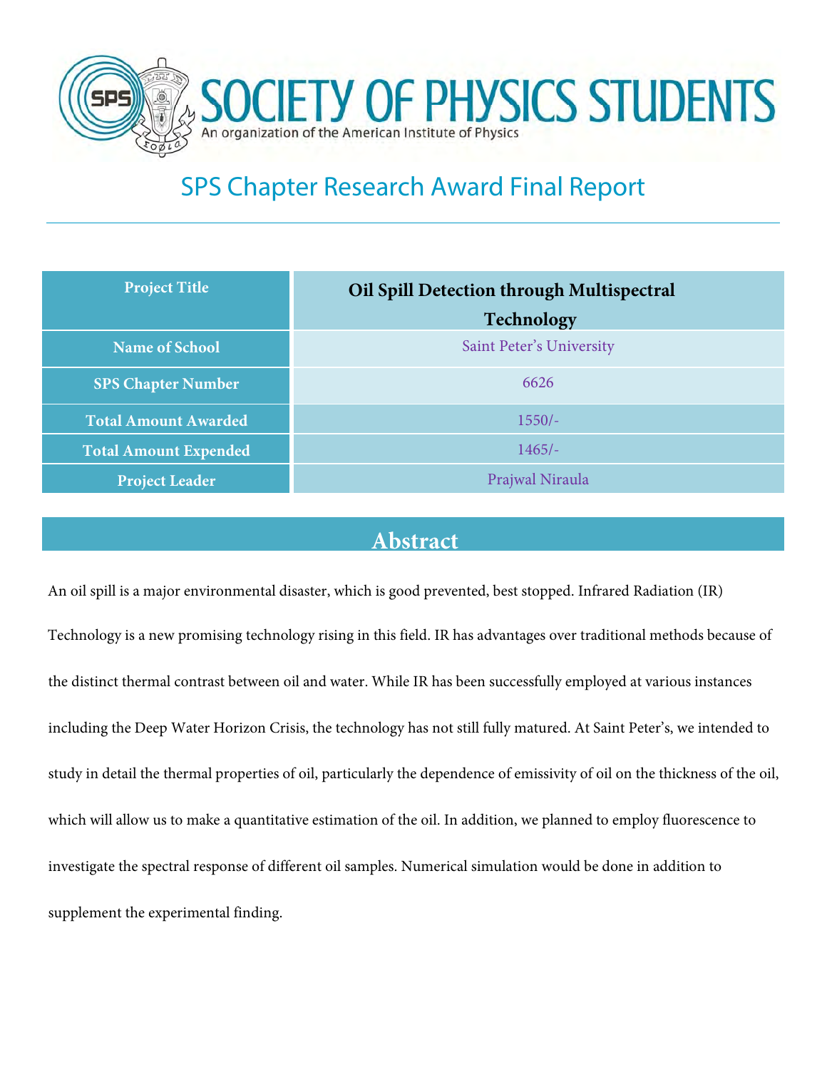# SOCIETY OF PHYSICS STUDENTS

An organization of the American Institute of Physics

## SPS Chapter Research Award Final Report

| Project Title | Oil Spill Detection through Multispectral Technology |
| --- | --- |
| Name of School | Saint Peter's University |
| SPS Chapter Number | 6626 |
| Total Amount Awarded | 1550/- |
| Total Amount Expended | 1465/- |
| Project Leader | Prajwal Niraula |

## Abstract

An oil spill is a major environmental disaster, which is good prevented, best stopped. Infrared Radiation (IR) Technology is a new promising technology rising in this field. IR has advantages over traditional methods because of the distinct thermal contrast between oil and water. While IR has been successfully employed at various instances including the Deep Water Horizon Crisis, the technology has not still fully matured. At Saint Peter's, we intended to study in detail the thermal properties of oil, particularly the dependence of emissivity of oil on the thickness of the oil, which will allow us to make a quantitative estimation of the oil. In addition, we planned to employ fluorescence to investigate the spectral response of different oil samples. Numerical simulation would be done in addition to supplement the experimental finding.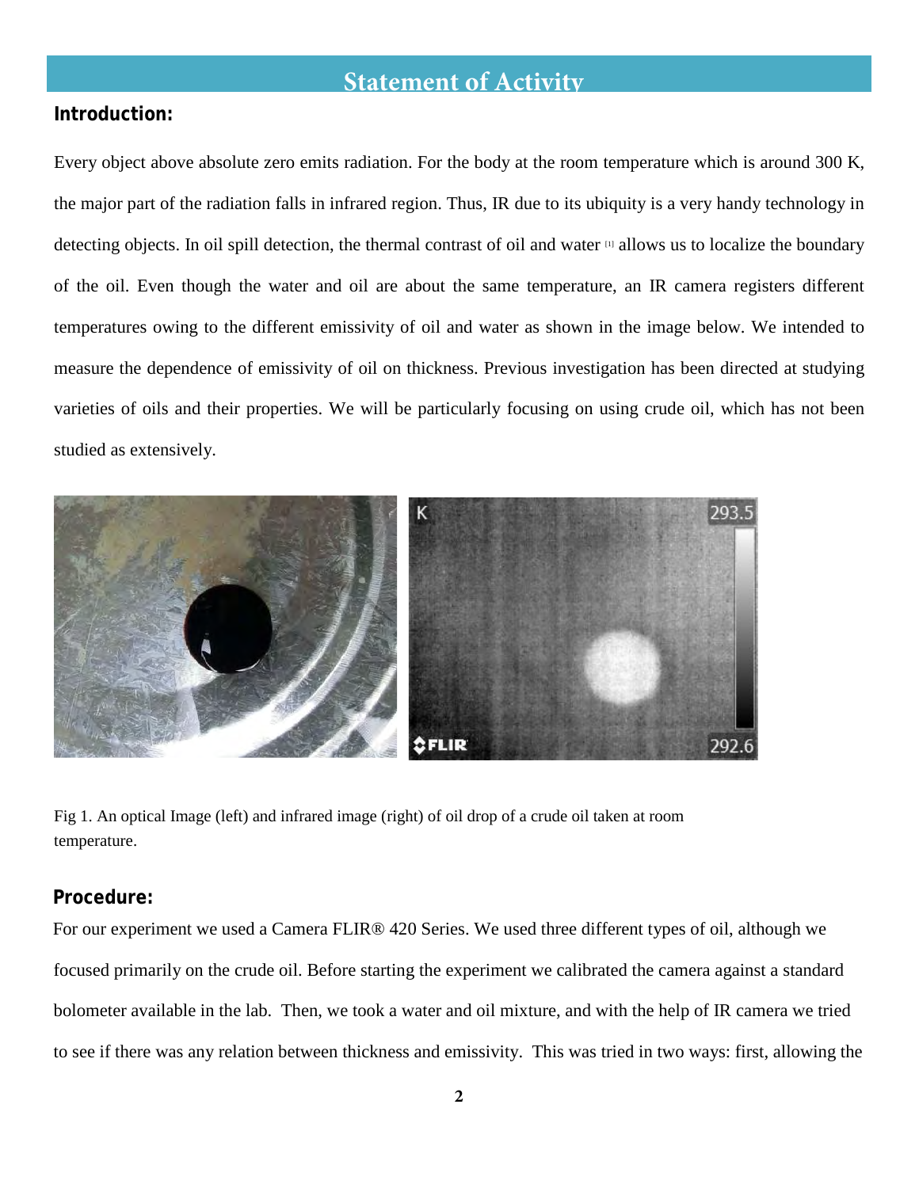## Statement of Activity

### Introduction:

Every object above absolute zero emits radiation. For the body at the room temperature which is around 300 K, the major part of the radiation falls in infrared region. Thus, IR due to its ubiquity is a very handy technology in detecting objects. In oil spill detection, the thermal contrast of oil and water [1] allows us to localize the boundary of the oil. Even though the water and oil are about the same temperature, an IR camera registers different temperatures owing to the different emissivity of oil and water as shown in the image below. We intended to measure the dependence of emissivity of oil on thickness. Previous investigation has been directed at studying varieties of oils and their properties. We will be particularly focusing on using crude oil, which has not been studied as extensively.

Fig 1. An optical Image (left) and infrared image (right) of oil drop of a crude oil taken at room temperature.

### Procedure:

For our experiment we used a Camera FLIR® 420 Series. We used three different types of oil, although we focused primarily on the crude oil. Before starting the experiment we calibrated the camera against a standard bolometer available in the lab. Then, we took a water and oil mixture, and with the help of IR camera we tried to see if there was any relation between thickness and emissivity. This was tried in two ways: first, allowing the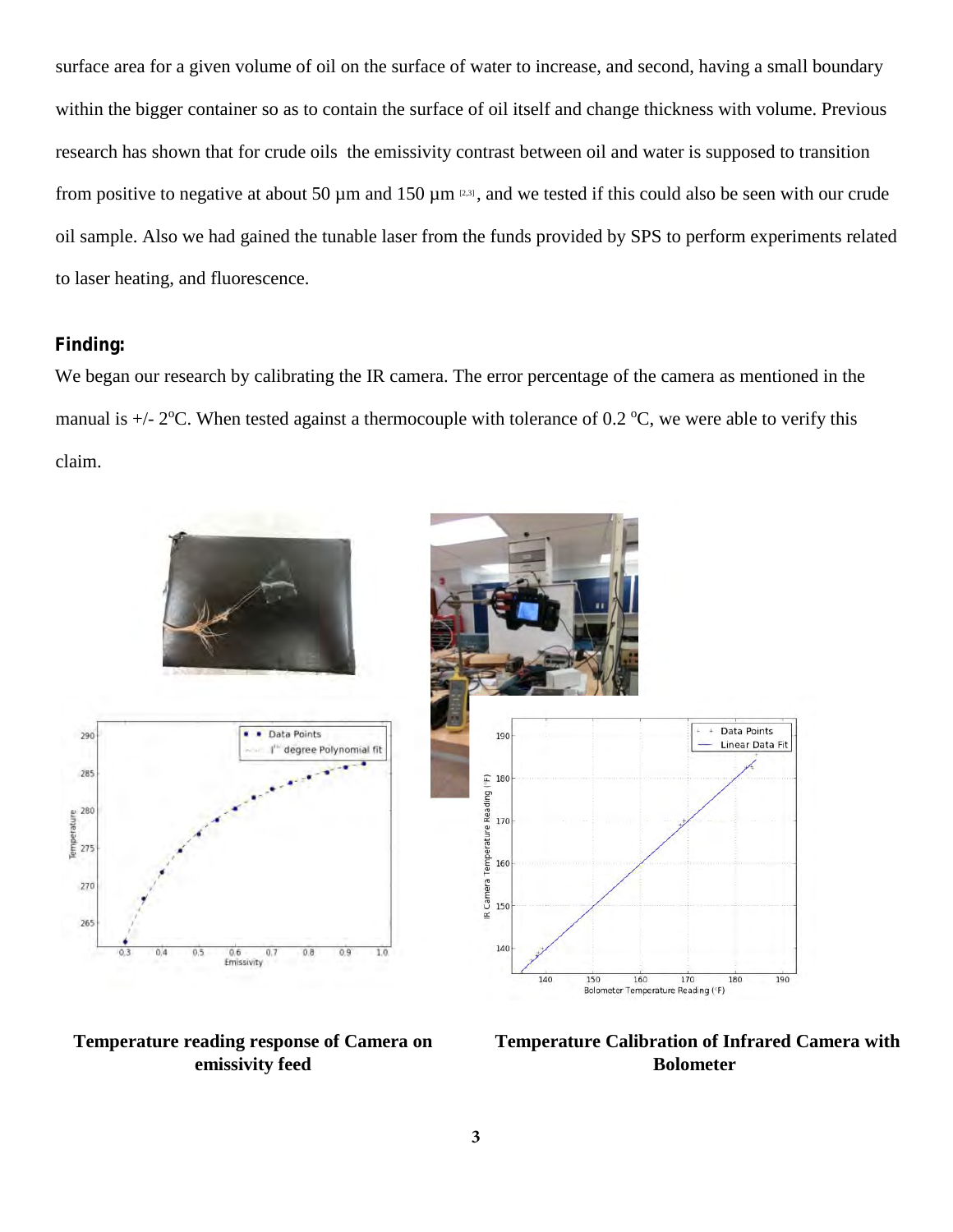surface area for a given volume of oil on the surface of water to increase, and second, having a small boundary within the bigger container so as to contain the surface of oil itself and change thickness with volume. Previous research has shown that for crude oils the emissivity contrast between oil and water is supposed to transition from positive to negative at about 50 µm and 150 µm [2,3], and we tested if this could also be seen with our crude oil sample. Also we had gained the tunable laser from the funds provided by SPS to perform experiments related to laser heating, and fluorescence.

**Finding:**

We began our research by calibrating the IR camera. The error percentage of the camera as mentioned in the manual is +/- 2°C. When tested against a thermocouple with tolerance of 0.2 °C, we were able to verify this claim.

**Temperature reading response of Camera on emissivity feed**

**Temperature Calibration of Infrared Camera with Bolometer**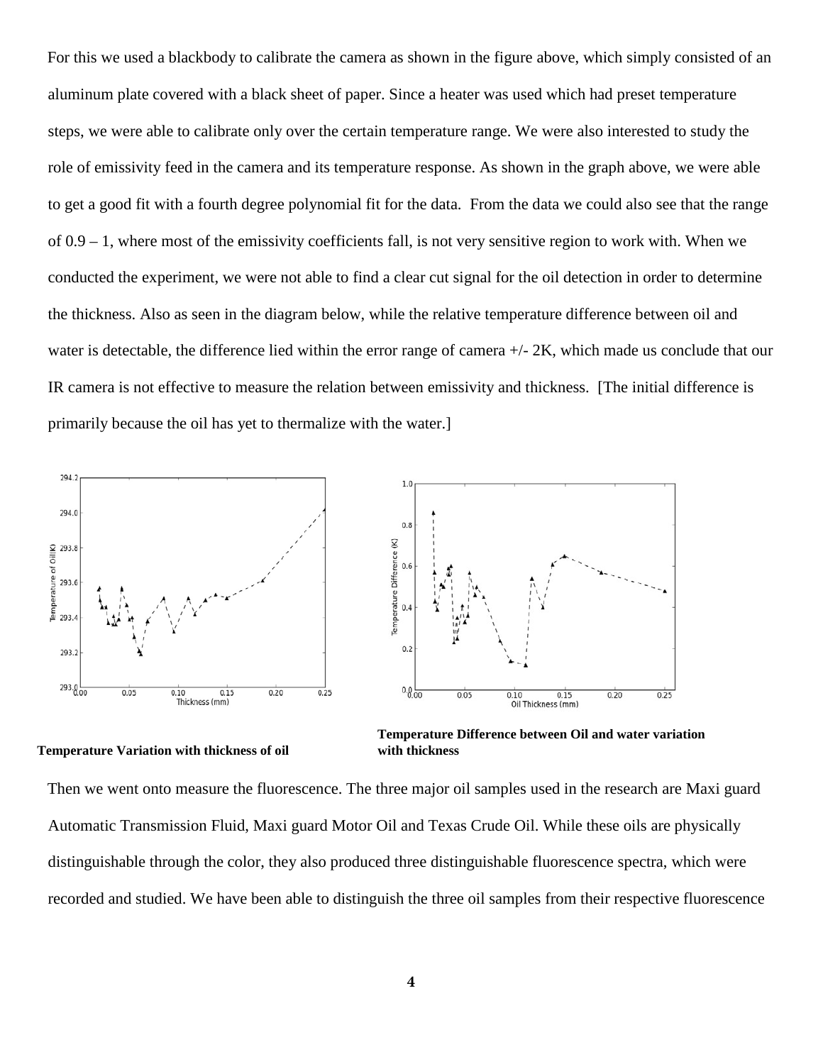For this we used a blackbody to calibrate the camera as shown in the figure above, which simply consisted of an aluminum plate covered with a black sheet of paper. Since a heater was used which had preset temperature steps, we were able to calibrate only over the certain temperature range. We were also interested to study the role of emissivity feed in the camera and its temperature response. As shown in the graph above, we were able to get a good fit with a fourth degree polynomial fit for the data. From the data we could also see that the range of 0.9 – 1, where most of the emissivity coefficients fall, is not very sensitive region to work with. When we conducted the experiment, we were not able to find a clear cut signal for the oil detection in order to determine the thickness. Also as seen in the diagram below, while the relative temperature difference between oil and water is detectable, the difference lied within the error range of camera +/- 2K, which made us conclude that our IR camera is not effective to measure the relation between emissivity and thickness. [The initial difference is primarily because the oil has yet to thermalize with the water.]

**Temperature Variation with thickness of oil**

**Temperature Difference between Oil and water variation with thickness**

Then we went onto measure the fluorescence. The three major oil samples used in the research are Maxi guard Automatic Transmission Fluid, Maxi guard Motor Oil and Texas Crude Oil. While these oils are physically distinguishable through the color, they also produced three distinguishable fluorescence spectra, which were recorded and studied. We have been able to distinguish the three oil samples from their respective fluorescence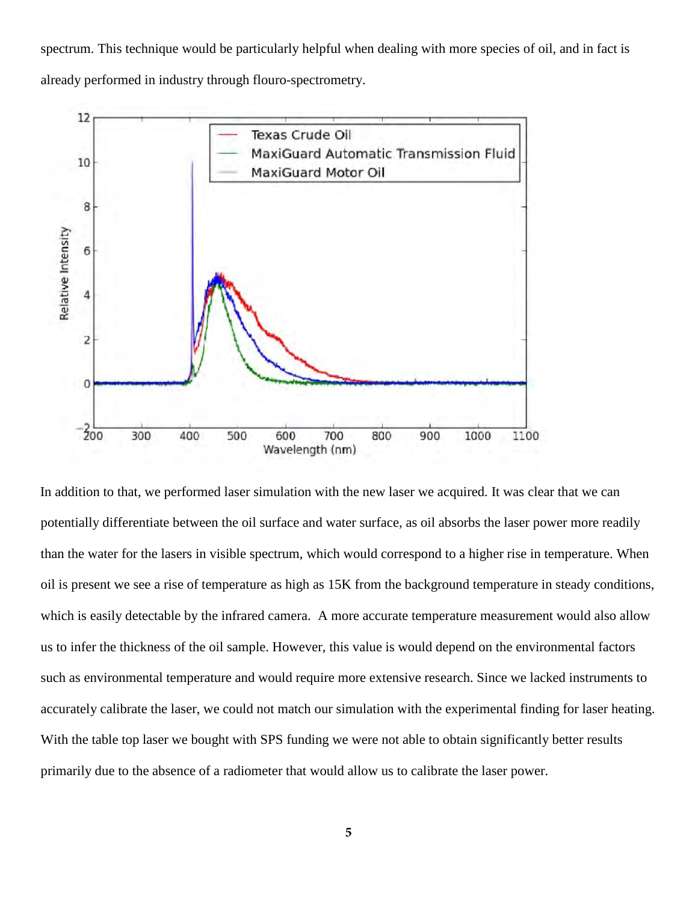spectrum. This technique would be particularly helpful when dealing with more species of oil, and in fact is already performed in industry through flouro-spectrometry.

In addition to that, we performed laser simulation with the new laser we acquired. It was clear that we can potentially differentiate between the oil surface and water surface, as oil absorbs the laser power more readily than the water for the lasers in visible spectrum, which would correspond to a higher rise in temperature. When oil is present we see a rise of temperature as high as 15K from the background temperature in steady conditions, which is easily detectable by the infrared camera. A more accurate temperature measurement would also allow us to infer the thickness of the oil sample. However, this value is would depend on the environmental factors such as environmental temperature and would require more extensive research. Since we lacked instruments to accurately calibrate the laser, we could not match our simulation with the experimental finding for laser heating. With the table top laser we bought with SPS funding we were not able to obtain significantly better results primarily due to the absence of a radiometer that would allow us to calibrate the laser power.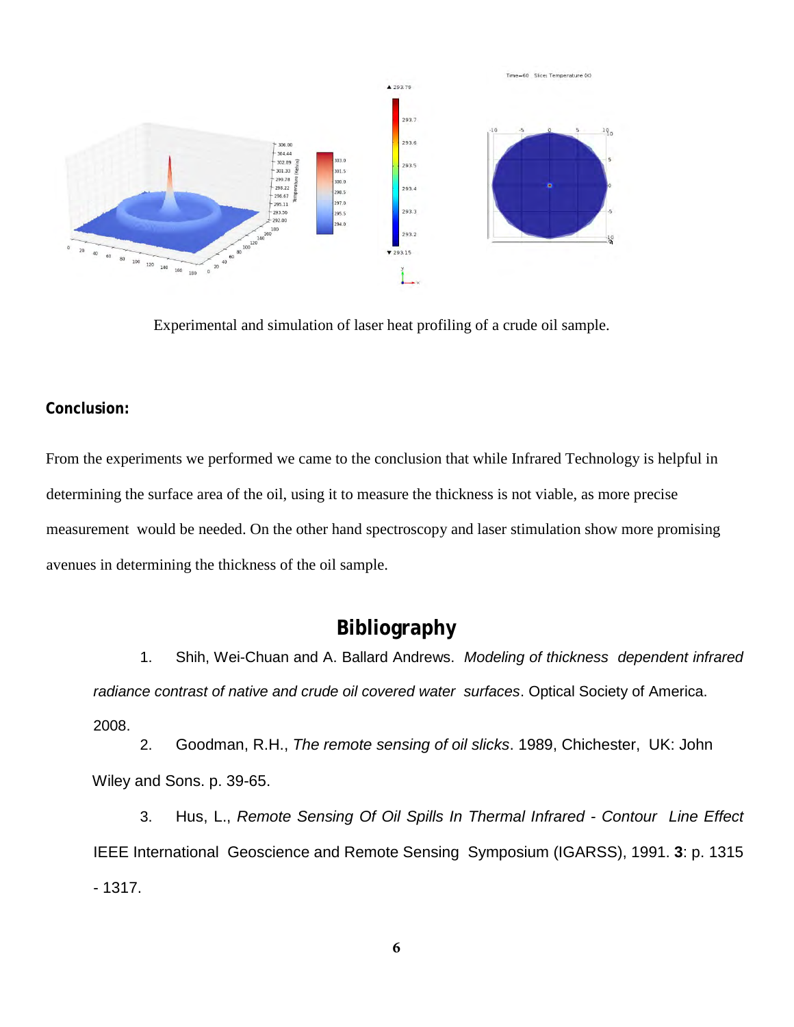Experimental and simulation of laser heat profiling of a crude oil sample.

**Conclusion:**

From the experiments we performed we came to the conclusion that while Infrared Technology is helpful in determining the surface area of the oil, using it to measure the thickness is not viable, as more precise measurement would be needed. On the other hand spectroscopy and laser stimulation show more promising avenues in determining the thickness of the oil sample.

## Bibliography

1. Shih, Wei-Chuan and A. Ballard Andrews. *Modeling of thickness dependent infrared radiance contrast of native and crude oil covered water surfaces*. Optical Society of America. 2008.
2. Goodman, R.H., *The remote sensing of oil slicks*. 1989, Chichester, UK: John Wiley and Sons. p. 39-65.
3. Hus, L., *Remote Sensing Of Oil Spills In Thermal Infrared - Contour Line Effect* IEEE International Geoscience and Remote Sensing Symposium (IGARSS), 1991. **3**: p. 1315 - 1317.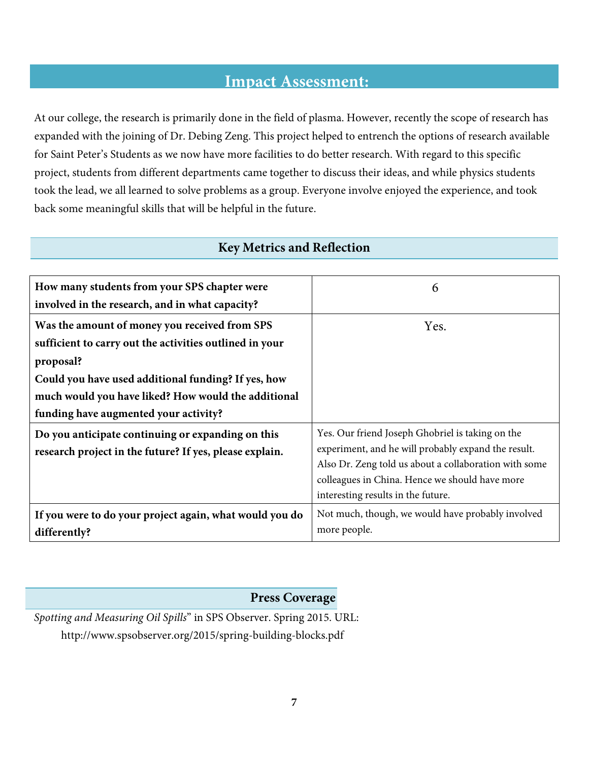## Impact Assessment:

At our college, the research is primarily done in the field of plasma. However, recently the scope of research has expanded with the joining of Dr. Debing Zeng. This project helped to entrench the options of research available for Saint Peter's Students as we now have more facilities to do better research. With regard to this specific project, students from different departments came together to discuss their ideas, and while physics students took the lead, we all learned to solve problems as a group. Everyone involve enjoyed the experience, and took back some meaningful skills that will be helpful in the future.

### Key Metrics and Reflection

| | |
|---|---|
| **How many students from your SPS chapter were involved in the research, and in what capacity?** | 6 |
| **Was the amount of money you received from SPS sufficient to carry out the activities outlined in your proposal?** **Could you have used additional funding? If yes, how much would you have liked? How would the additional funding have augmented your activity?** | Yes. |
| **Do you anticipate continuing or expanding on this research project in the future? If yes, please explain.** | Yes. Our friend Joseph Ghobriel is taking on the experiment, and he will probably expand the result. Also Dr. Zeng told us about a collaboration with some colleagues in China. Hence we should have more interesting results in the future. |
| **If you were to do your project again, what would you do differently?** | Not much, though, we would have probably involved more people. |

### Press Coverage

*Spotting and Measuring Oil Spills*" in SPS Observer. Spring 2015. URL: http://www.spsobserver.org/2015/spring-building-blocks.pdf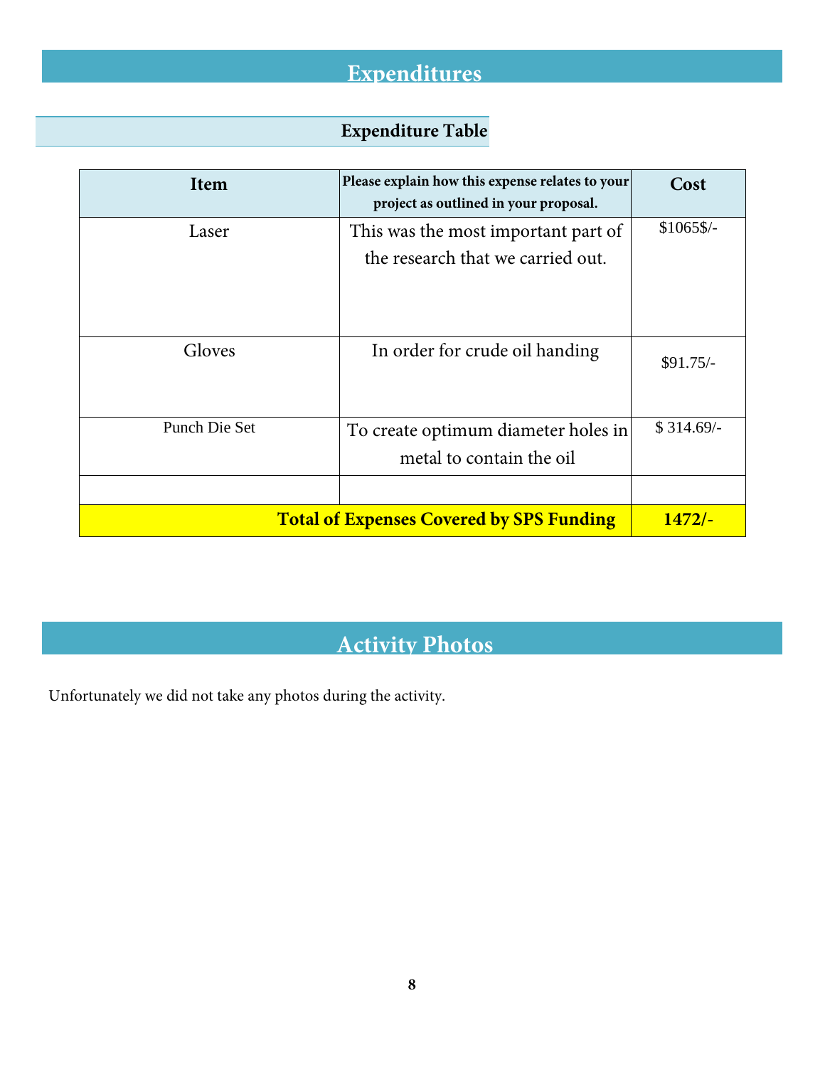# Expenditures

## Expenditure Table

| Item | Please explain how this expense relates to your project as outlined in your proposal. | Cost |
|---|---|---|
| Laser | This was the most important part of the research that we carried out. | $1065$/- |
| Gloves | In order for crude oil handing | $91.75/- |
| Punch Die Set | To create optimum diameter holes in metal to contain the oil | $ 314.69/- |
| | | |
| **Total of Expenses Covered by SPS Funding** | | **1472/-** |

# Activity Photos

Unfortunately we did not take any photos during the activity.